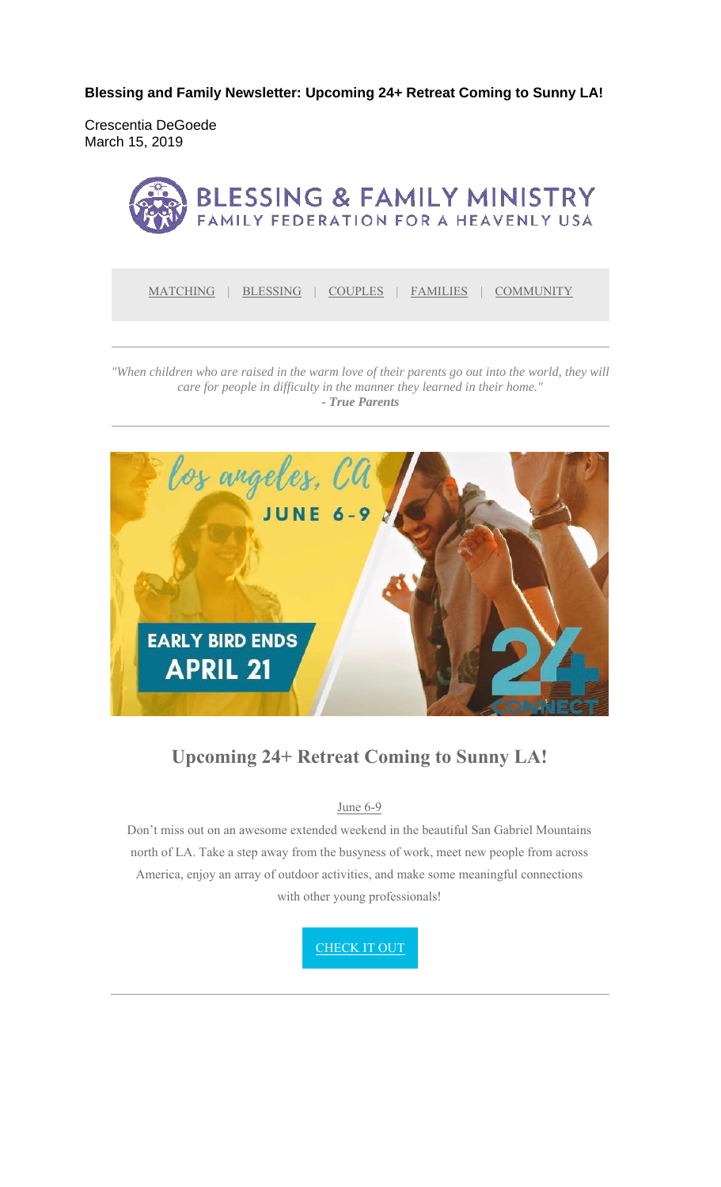**Blessing and Family Newsletter: Upcoming 24+ Retreat Coming to Sunny LA!**

Crescentia DeGoede
March 15, 2019

BLESSING & FAMILY MINISTRY
FAMILY FEDERATION FOR A HEAVENLY USA

MATCHING | BLESSING | COUPLES | FAMILIES | COMMUNITY

---

*"When children who are raised in the warm love of their parents go out into the world, they will care for people in difficulty in the manner they learned in their home."*
***- True Parents***

---

los angeles, CA
JUNE 6-9

EARLY BIRD ENDS
APRIL 21

24+ CONNECT

## Upcoming 24+ Retreat Coming to Sunny LA!

June 6-9

Don't miss out on an awesome extended weekend in the beautiful San Gabriel Mountains north of LA. Take a step away from the busyness of work, meet new people from across America, enjoy an array of outdoor activities, and make some meaningful connections with other young professionals!

CHECK IT OUT

---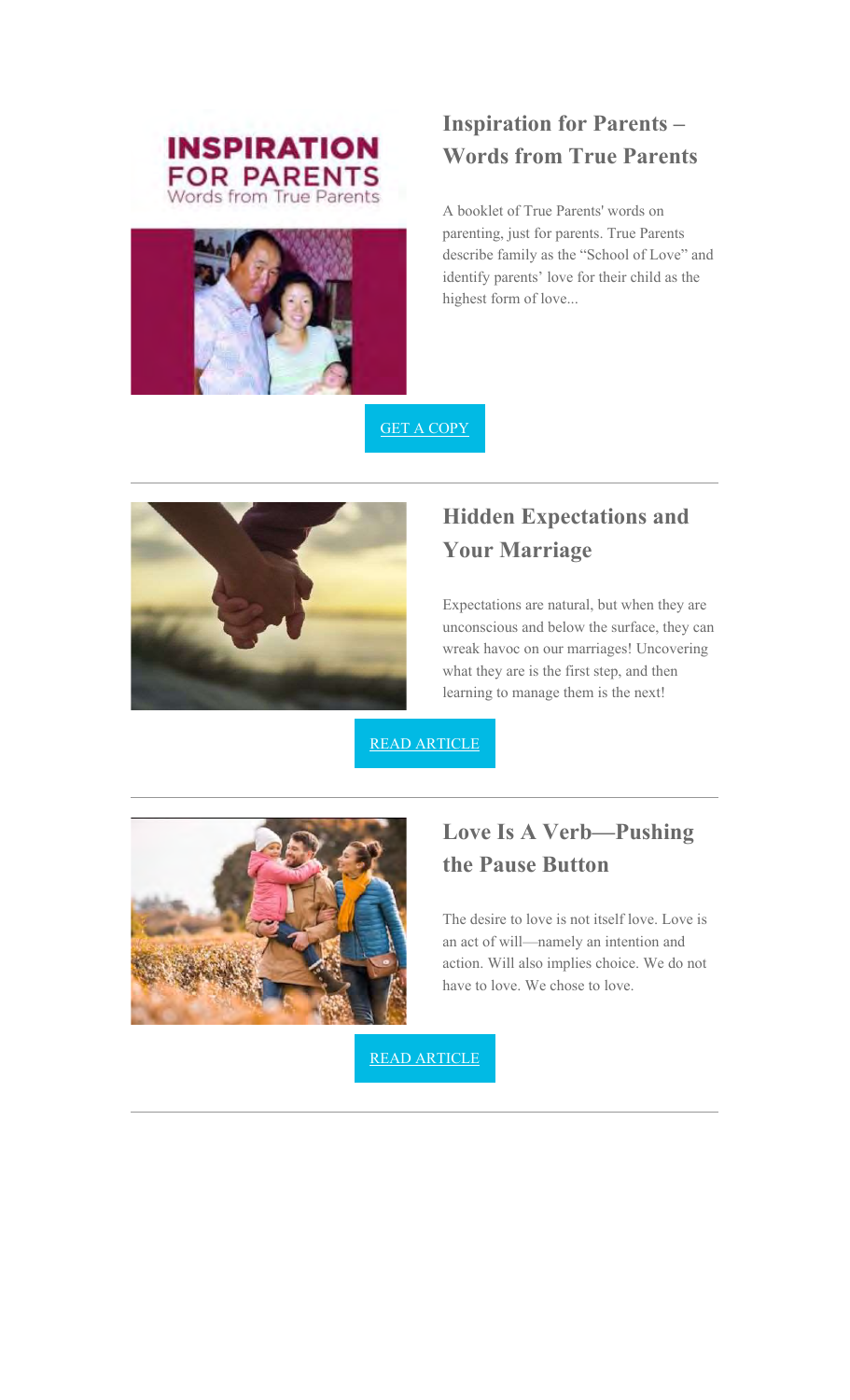## Inspiration for Parents – Words from True Parents

A booklet of True Parents' words on parenting, just for parents. True Parents describe family as the "School of Love" and identify parents' love for their child as the highest form of love...

GET A COPY

---

## Hidden Expectations and Your Marriage

Expectations are natural, but when they are unconscious and below the surface, they can wreak havoc on our marriages! Uncovering what they are is the first step, and then learning to manage them is the next!

READ ARTICLE

---

## Love Is A Verb—Pushing the Pause Button

The desire to love is not itself love. Love is an act of will—namely an intention and action. Will also implies choice. We do not have to love. We chose to love.

READ ARTICLE

---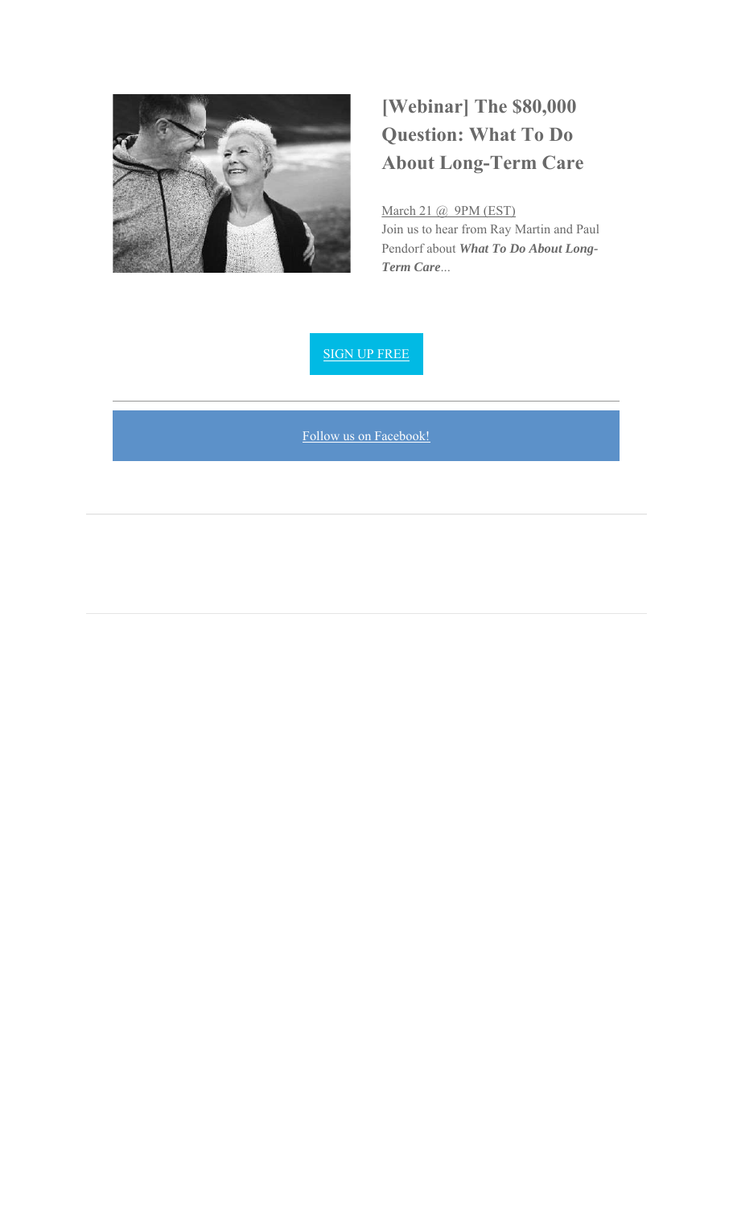## [Webinar] The $80,000 Question: What To Do About Long-Term Care

March 21 @ 9PM (EST)
Join us to hear from Ray Martin and Paul Pendorf about ***What To Do About Long-Term Care***...

SIGN UP FREE

---

Follow us on Facebook!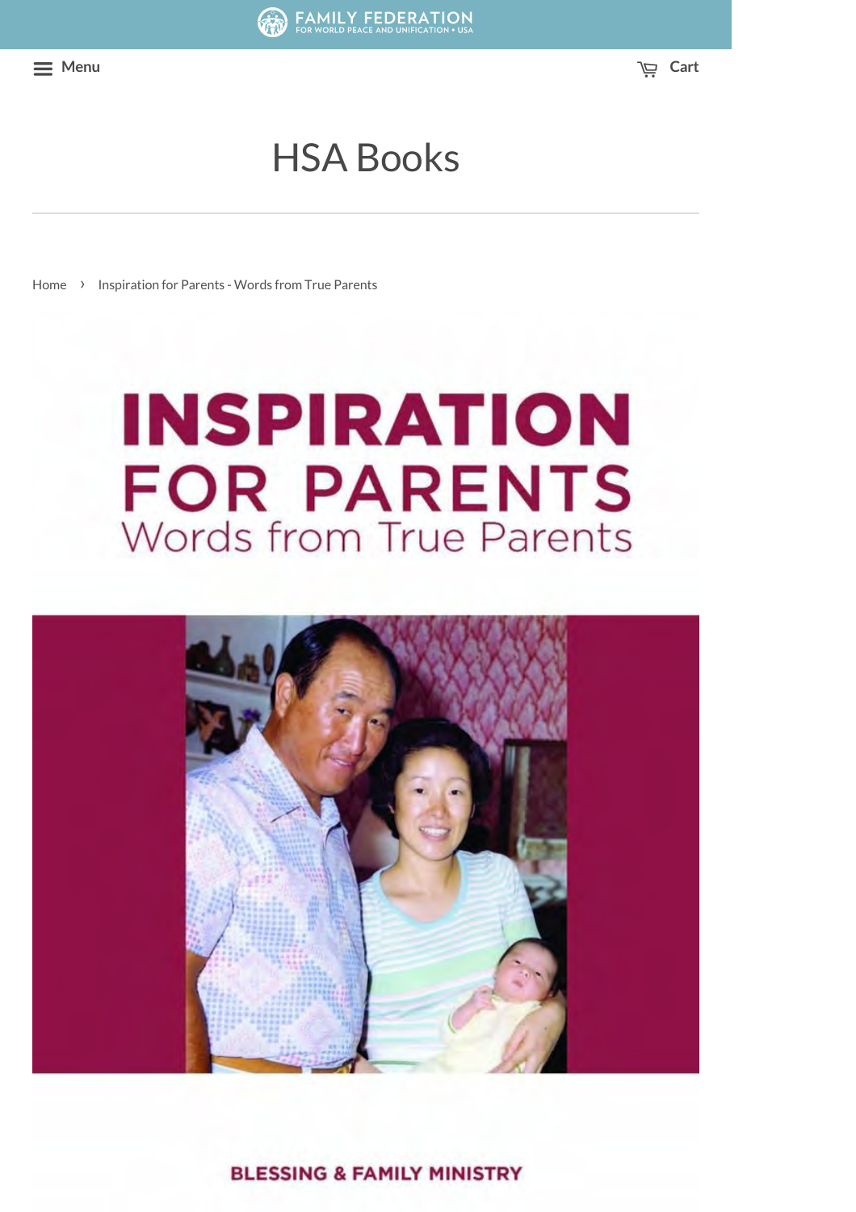FAMILY FEDERATION
FOR WORLD PEACE AND UNIFICATION • USA

Menu

Cart

# HSA Books

Home › Inspiration for Parents - Words from True Parents

# INSPIRATION FOR PARENTS

## Words from True Parents

BLESSING & FAMILY MINISTRY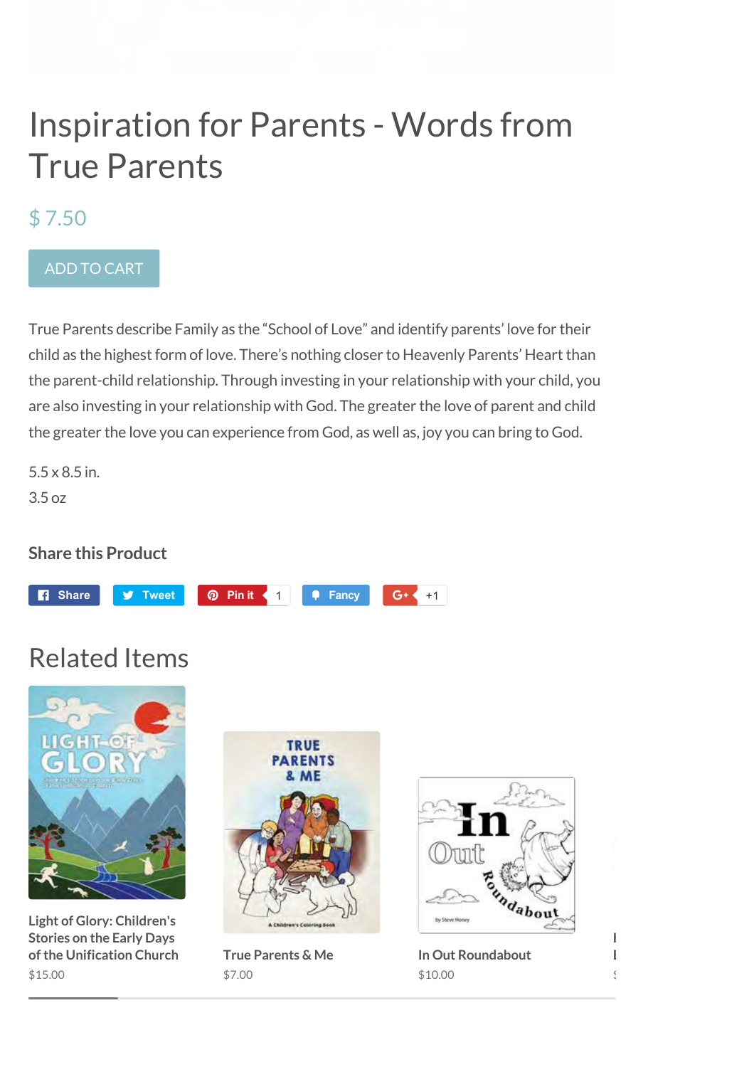# Inspiration for Parents - Words from True Parents

$ 7.50

ADD TO CART

True Parents describe Family as the "School of Love" and identify parents' love for their child as the highest form of love. There's nothing closer to Heavenly Parents' Heart than the parent-child relationship. Through investing in your relationship with your child, you are also investing in your relationship with God. The greater the love of parent and child the greater the love you can experience from God, as well as, joy you can bring to God.

5.5 x 8.5 in.
3.5 oz

### Share this Product

Share | Tweet | Pin it 1 | Fancy | G+ +1

## Related Items

Light of Glory: Children's Stories on the Early Days of the Unification Church
$15.00

True Parents & Me
$7.00

In Out Roundabout
$10.00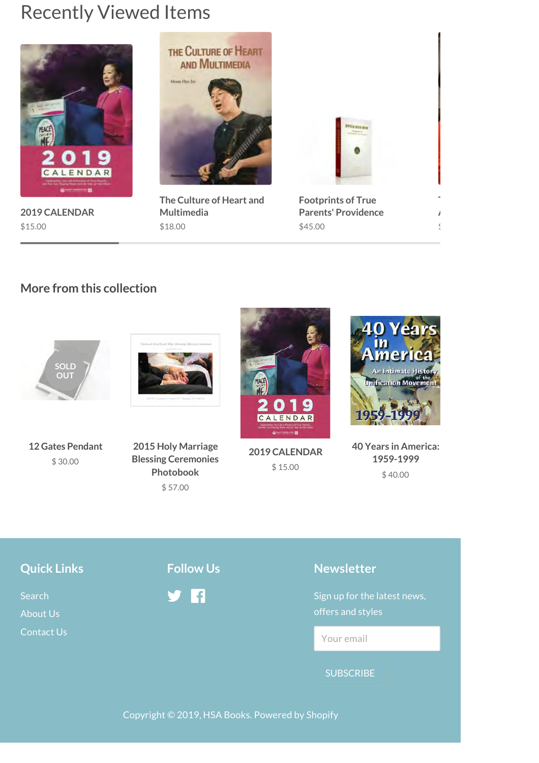# Recently Viewed Items

2019 CALENDAR
$15.00

The Culture of Heart and Multimedia
$18.00

Footprints of True Parents' Providence
$45.00

## More from this collection

SOLD OUT

12 Gates Pendant
$ 30.00

2015 Holy Marriage Blessing Ceremonies Photobook
$ 57.00

2019 CALENDAR
$ 15.00

40 Years in America: 1959-1999
$ 40.00

## Quick Links

Search

About Us

Contact Us

## Follow Us

## Newsletter

Sign up for the latest news, offers and styles

Your email

SUBSCRIBE

Copyright © 2019, HSA Books. Powered by Shopify